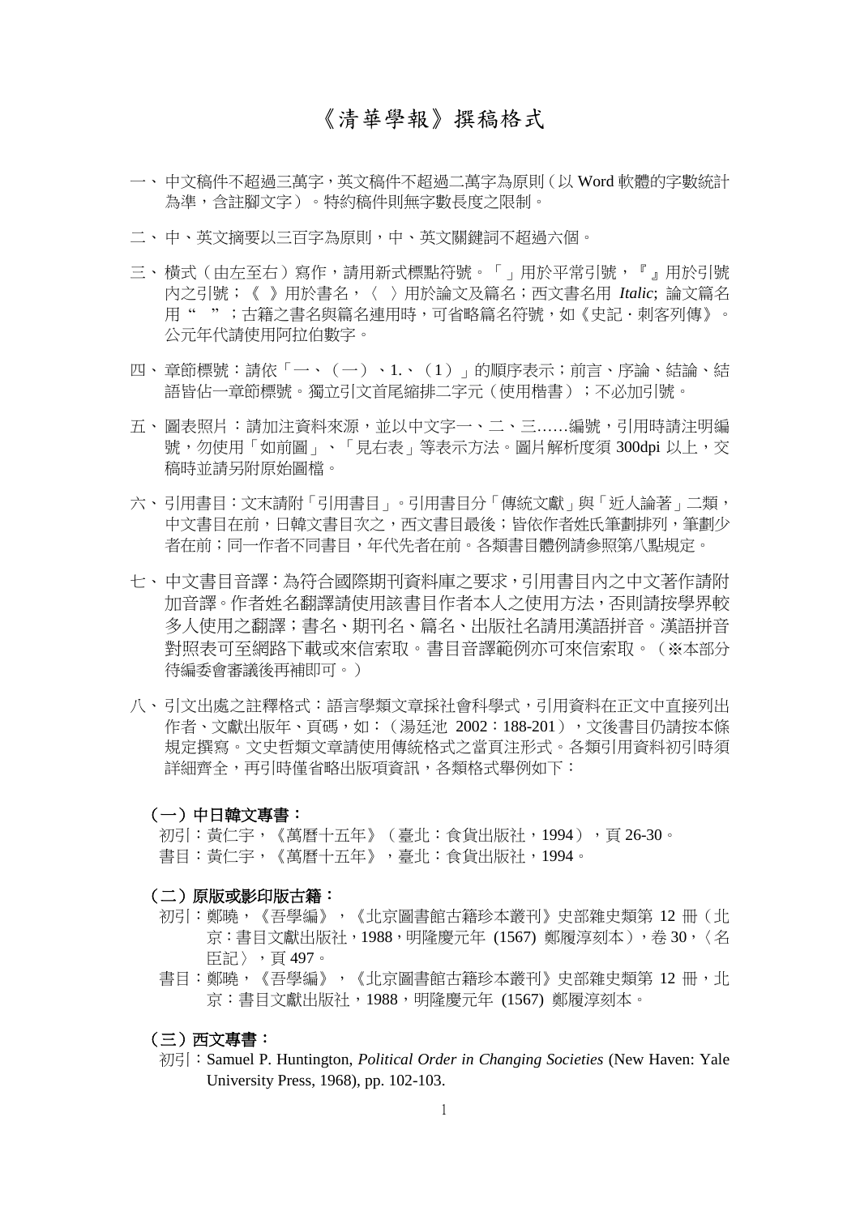# 《清華學報》撰稿格式

一、中文稿件不超過三萬字，英文稿件不超過二萬字為原則（以 Word 軟體的字數統計為準，含註腳文字）。特約稿件則無字數長度之限制。

二、中、英文摘要以三百字為原則，中、英文關鍵詞不超過六個。

三、橫式（由左至右）寫作，請用新式標點符號。「」用於平常引號，『』用於引號內之引號；《 》用於書名，〈 〉用於論文及篇名；西文書名用 *Italic*; 論文篇名用“ ”；古籍之書名與篇名連用時，可省略篇名符號，如《史記・刺客列傳》。公元年代請使用阿拉伯數字。

四、章節標號：請依「一、（一）、1.、（1）」的順序表示；前言、序論、結論、結語皆佔一章節標號。獨立引文首尾縮排二字元（使用楷書）；不必加引號。

五、圖表照片：請加注資料來源，並以中文字一、二、三……編號，引用時請注明編號，勿使用「如前圖」、「見右表」等表示方法。圖片解析度須 300dpi 以上，交稿時並請另附原始圖檔。

六、引用書目：文末請附「引用書目」。引用書目分「傳統文獻」與「近人論著」二類，中文書目在前，日韓文書目次之，西文書目最後；皆依作者姓氏筆劃排列，筆劃少者在前；同一作者不同書目，年代先者在前。各類書目體例請參照第八點規定。

七、中文書目音譯：為符合國際期刊資料庫之要求，引用書目內之中文著作請附加音譯。作者姓名翻譯請使用該書目作者本人之使用方法，否則請按學界較多人使用之翻譯；書名、期刊名、篇名、出版社名請用漢語拼音。漢語拼音對照表可至網路下載或來信索取。書目音譯範例亦可來信索取。（※本部分待編委會審議後再補即可。）

八、引文出處之註釋格式：語言學類文章採社會科學式，引用資料在正文中直接列出作者、文獻出版年、頁碼，如：（湯廷池 2002：188-201），文後書目仍請按本條規定撰寫。文史哲類文章請使用傳統格式之當頁注形式。各類引用資料初引時須詳細齊全，再引時僅省略出版項資訊，各類格式舉例如下：

**（一）中日韓文專書：**

初引：黃仁宇，《萬曆十五年》（臺北：食貨出版社，1994），頁 26-30。
書目：黃仁宇，《萬曆十五年》，臺北：食貨出版社，1994。

**（二）原版或影印版古籍：**

初引：鄭曉，《吾學編》，《北京圖書館古籍珍本叢刊》史部雜史類第 12 冊（北京：書目文獻出版社，1988，明隆慶元年 (1567) 鄭履淳刻本），卷 30，〈名臣記〉，頁 497。
書目：鄭曉，《吾學編》，《北京圖書館古籍珍本叢刊》史部雜史類第 12 冊，北京：書目文獻出版社，1988，明隆慶元年 (1567) 鄭履淳刻本。

**（三）西文專書：**

初引：Samuel P. Huntington, *Political Order in Changing Societies* (New Haven: Yale University Press, 1968), pp. 102-103.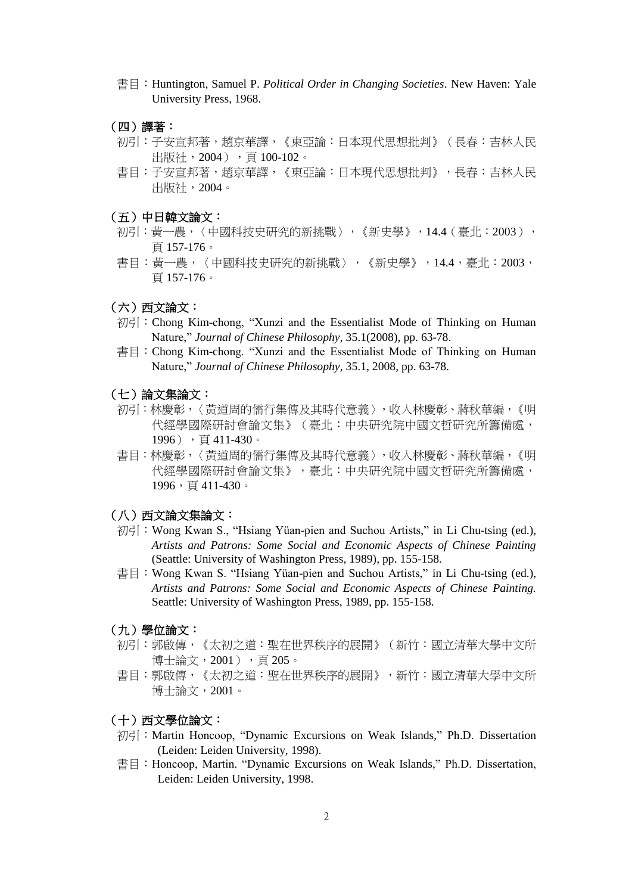書目：Huntington, Samuel P. *Political Order in Changing Societies*. New Haven: Yale University Press, 1968.

**（四）譯著：**

初引：子安宣邦著，趙京華譯，《東亞論：日本現代思想批判》（長春：吉林人民出版社，2004），頁 100-102。

書目：子安宣邦著，趙京華譯，《東亞論：日本現代思想批判》，長春：吉林人民出版社，2004。

**（五）中日韓文論文：**

初引：黃一農，〈中國科技史研究的新挑戰〉，《新史學》，14.4（臺北：2003），頁 157-176。

書目：黃一農，〈中國科技史研究的新挑戰〉，《新史學》，14.4，臺北：2003，頁 157-176。

**（六）西文論文：**

初引：Chong Kim-chong, "Xunzi and the Essentialist Mode of Thinking on Human Nature," *Journal of Chinese Philosophy*, 35.1(2008), pp. 63-78.

書目：Chong Kim-chong. "Xunzi and the Essentialist Mode of Thinking on Human Nature," *Journal of Chinese Philosophy*, 35.1, 2008, pp. 63-78.

**（七）論文集論文：**

初引：林慶彰，〈黃道周的儒行集傳及其時代意義〉，收入林慶彰、蔣秋華編，《明代經學國際研討會論文集》（臺北：中央研究院中國文哲研究所籌備處，1996），頁 411-430。

書目：林慶彰，〈黃道周的儒行集傳及其時代意義〉，收入林慶彰、蔣秋華編，《明代經學國際研討會論文集》，臺北：中央研究院中國文哲研究所籌備處，1996，頁 411-430。

**（八）西文論文集論文：**

初引：Wong Kwan S., "Hsiang Yüan-pien and Suchou Artists," in Li Chu-tsing (ed.), *Artists and Patrons: Some Social and Economic Aspects of Chinese Painting* (Seattle: University of Washington Press, 1989), pp. 155-158.

書目：Wong Kwan S. "Hsiang Yüan-pien and Suchou Artists," in Li Chu-tsing (ed.), *Artists and Patrons: Some Social and Economic Aspects of Chinese Painting.* Seattle: University of Washington Press, 1989, pp. 155-158.

**（九）學位論文：**

初引：郭啟傳，《太初之道：聖在世界秩序的展開》（新竹：國立清華大學中文所博士論文，2001），頁 205。

書目：郭啟傳，《太初之道：聖在世界秩序的展開》，新竹：國立清華大學中文所博士論文，2001。

**（十）西文學位論文：**

初引：Martin Honcoop, "Dynamic Excursions on Weak Islands," Ph.D. Dissertation (Leiden: Leiden University, 1998).

書目：Honcoop, Martin. "Dynamic Excursions on Weak Islands," Ph.D. Dissertation, Leiden: Leiden University, 1998.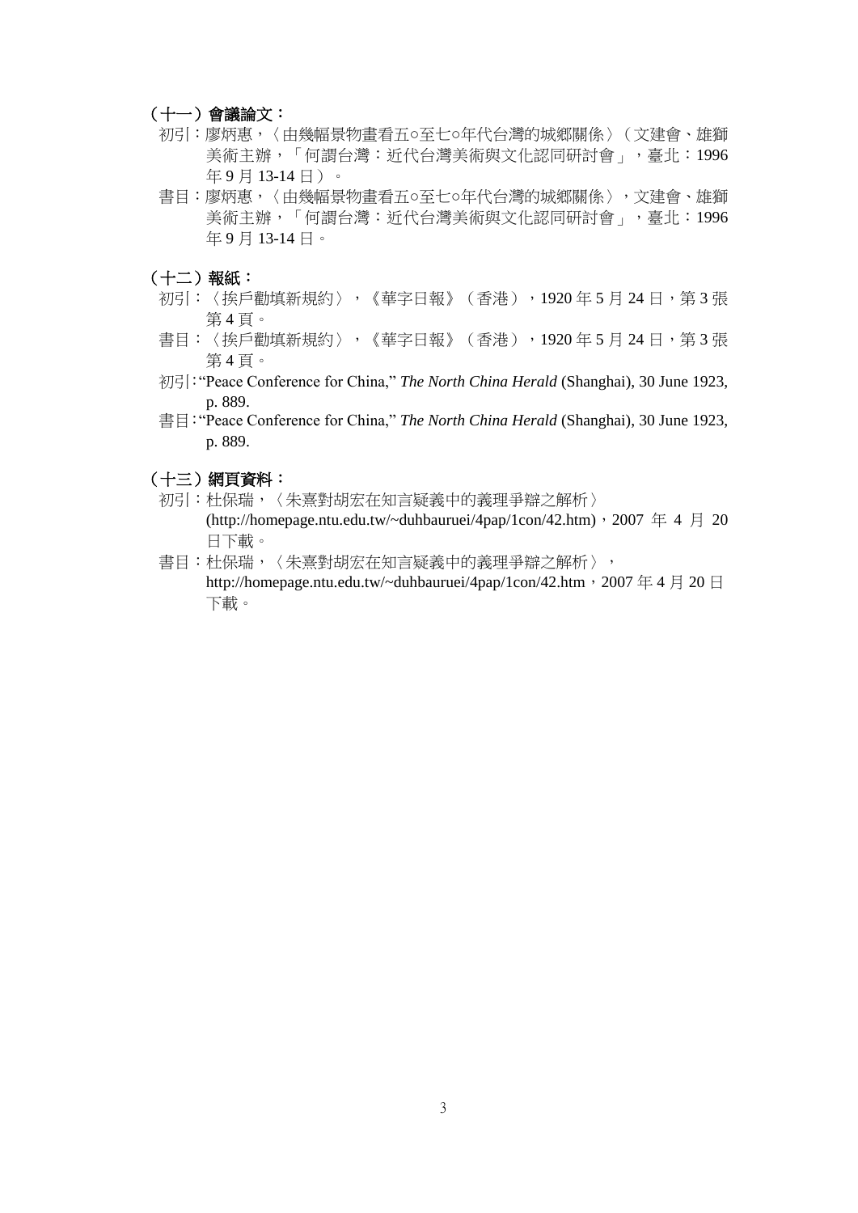### （十一）會議論文：

初引：廖炳惠，〈由幾幅景物畫看五○至七○年代台灣的城鄉關係〉（文建會、雄獅美術主辦，「何謂台灣：近代台灣美術與文化認同研討會」，臺北：1996 年 9 月 13-14 日）。

書目：廖炳惠，〈由幾幅景物畫看五○至七○年代台灣的城鄉關係〉，文建會、雄獅美術主辦，「何謂台灣：近代台灣美術與文化認同研討會」，臺北：1996 年 9 月 13-14 日。

### （十二）報紙：

初引：〈挨戶勸填新規約〉，《華字日報》（香港），1920 年 5 月 24 日，第 3 張第 4 頁。

書目：〈挨戶勸填新規約〉，《華字日報》（香港），1920 年 5 月 24 日，第 3 張第 4 頁。

初引："Peace Conference for China," *The North China Herald* (Shanghai), 30 June 1923, p. 889.

書目："Peace Conference for China," *The North China Herald* (Shanghai), 30 June 1923, p. 889.

### （十三）網頁資料：

初引：杜保瑞，〈朱熹對胡宏在知言疑義中的義理爭辯之解析〉(http://homepage.ntu.edu.tw/~duhbauruei/4pap/1con/42.htm)，2007 年 4 月 20 日下載。

書目：杜保瑞，〈朱熹對胡宏在知言疑義中的義理爭辯之解析〉，http://homepage.ntu.edu.tw/~duhbauruei/4pap/1con/42.htm，2007 年 4 月 20 日下載。